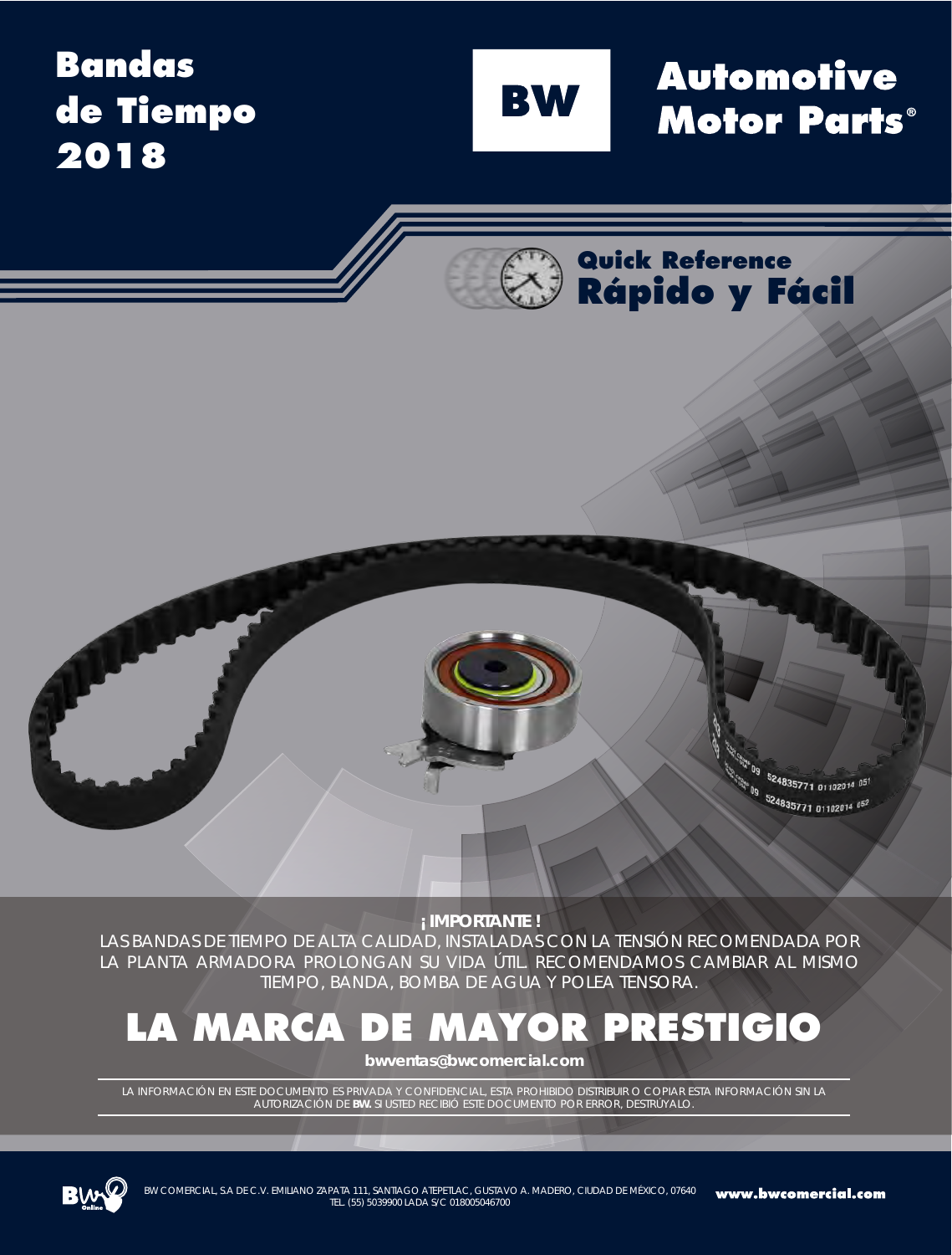# Bandas de Tiempo 2018

**BW**

## Automotive Motor Parts®

### Quick Reference
### Rápido y Fácil

**¡ IMPORTANTE !**

LAS BANDAS DE TIEMPO DE ALTA CALIDAD, INSTALADAS CON LA TENSIÓN RECOMENDADA POR LA PLANTA ARMADORA PROLONGAN SU VIDA ÚTIL. RECOMENDAMOS CAMBIAR AL MISMO TIEMPO, BANDA, BOMBA DE AGUA Y POLEA TENSORA.

## LA MARCA DE MAYOR PRESTIGIO

**bwventas@bwcomercial.com**

LA INFORMACIÓN EN ESTE DOCUMENTO ES PRIVADA Y CONFIDENCIAL, ESTA PROHIBIDO DISTRIBUIR O COPIAR ESTA INFORMACIÓN SIN LA AUTORIZACIÓN DE **BW.** SI USTED RECIBIÓ ESTE DOCUMENTO POR ERROR, DESTRÚYALO.

BW COMERCIAL, SA DE C.V. EMILIANO ZAPATA 111, SANTIAGO ATEPETLAC, GUSTAVO A. MADERO, CIUDAD DE MÉXICO, 07640
TEL. (55) 5039900 LADA S/C 018005046700

**www.bwcomercial.com**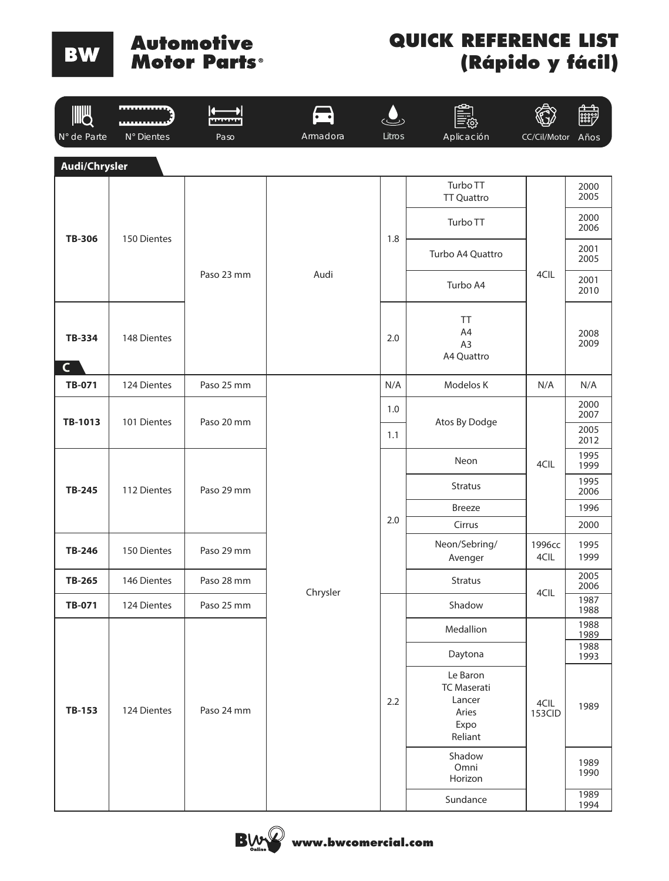# Automotive Motor Parts®

## QUICK REFERENCE LIST (Rápido y fácil)

| N° de Parte | N° Dientes | Paso | Armadora | Litros | Aplicación | CC/Cil/Motor | Años |
|---|---|---|---|---|---|---|---|
| **Audi/Chrysler** | | | | | | | |
| **TB-306** | 150 Dientes | Paso 23 mm | Audi | 1.8 | Turbo TT TT Quattro | 4CIL | 2000 2005 |
| | | | | | Turbo TT | | 2000 2006 |
| | | | | | Turbo A4 Quattro | | 2001 2005 |
| | | | | | Turbo A4 | | 2001 2010 |
| **TB-334** | 148 Dientes | | | 2.0 | TT A4 A3 A4 Quattro | | 2008 2009 |
| **C** | | | | | | | |
| **TB-071** | 124 Dientes | Paso 25 mm | Chrysler | N/A | Modelos K | N/A | N/A |
| **TB-1013** | 101 Dientes | Paso 20 mm | | 1.0 | Atos By Dodge | 4CIL | 2000 2007 |
| | | | | 1.1 | | | 2005 2012 |
| **TB-245** | 112 Dientes | Paso 29 mm | | 2.0 | Neon | | 1995 1999 |
| | | | | | Stratus | | 1995 2006 |
| | | | | | Breeze | | 1996 |
| | | | | | Cirrus | | 2000 |
| **TB-246** | 150 Dientes | Paso 29 mm | | | Neon/Sebring/ Avenger | 1996cc 4CIL | 1995 1999 |
| **TB-265** | 146 Dientes | Paso 28 mm | | | Stratus | 4CIL | 2005 2006 |
| **TB-071** | 124 Dientes | Paso 25 mm | | 2.2 | Shadow | | 1987 1988 |
| **TB-153** | 124 Dientes | Paso 24 mm | | | Medallion | 4CIL 153CID | 1988 1989 |
| | | | | | Daytona | | 1988 1993 |
| | | | | | Le Baron TC Maserati Lancer Aries Expo Reliant | | 1989 |
| | | | | | Shadow Omni Horizon | | 1989 1990 |
| | | | | | Sundance | | 1989 1994 |

www.bwcomercial.com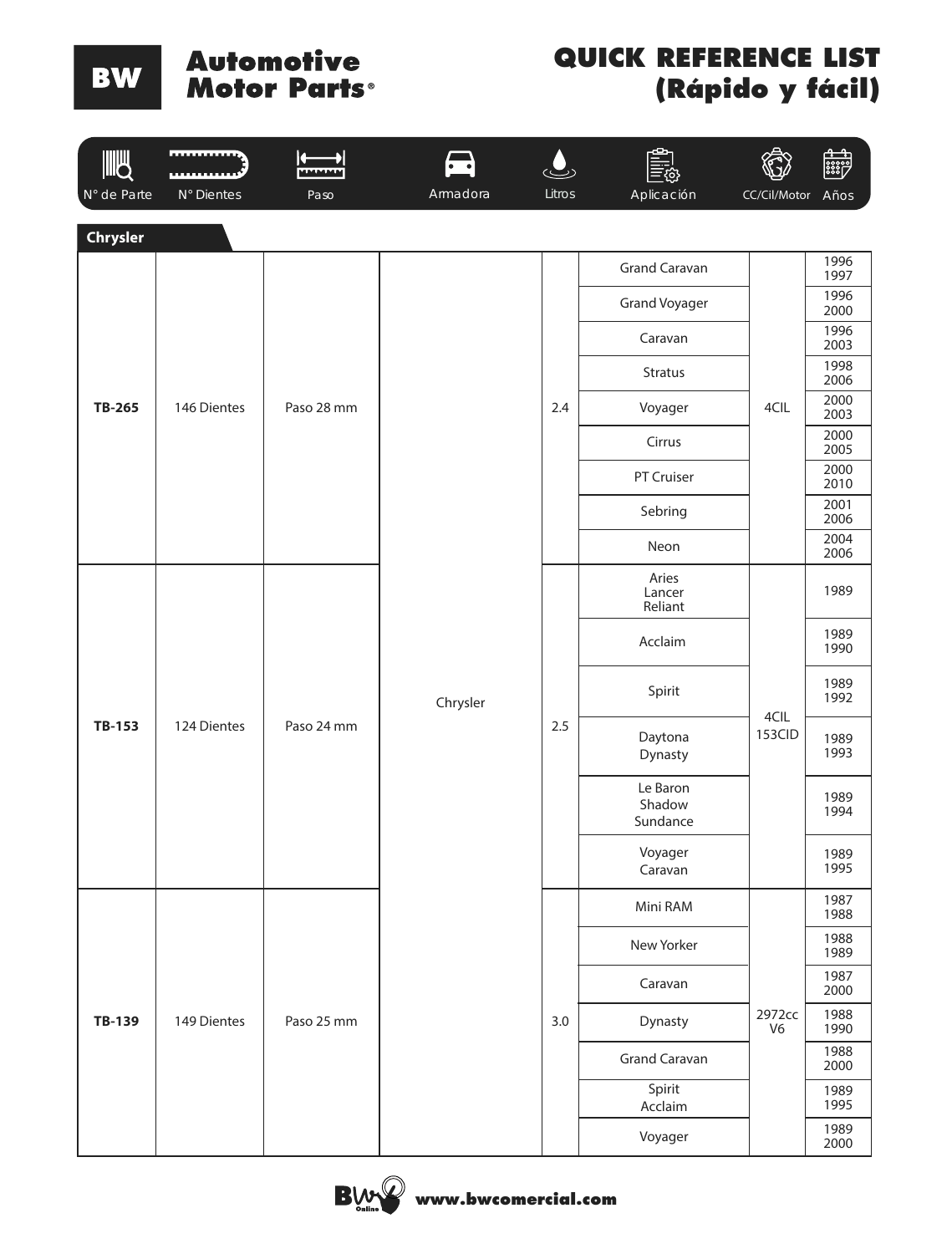# BW Automotive Motor Parts®

## QUICK REFERENCE LIST (Rápido y fácil)

### Chrysler

| N° de Parte | N° Dientes | Paso | Armadora | Litros | Aplicación | CC/Cil/Motor | Años |
|---|---|---|---|---|---|---|---|
| TB-265 | 146 Dientes | Paso 28 mm | Chrysler | 2.4 | Grand Caravan | 4CIL | 1996 1997 |
| | | | | | Grand Voyager | | 1996 2000 |
| | | | | | Caravan | | 1996 2003 |
| | | | | | Stratus | | 1998 2006 |
| | | | | | Voyager | | 2000 2003 |
| | | | | | Cirrus | | 2000 2005 |
| | | | | | PT Cruiser | | 2000 2010 |
| | | | | | Sebring | | 2001 2006 |
| | | | | | Neon | | 2004 2006 |
| TB-153 | 124 Dientes | Paso 24 mm | Chrysler | 2.5 | Aries Lancer Reliant | 4CIL 153CID | 1989 |
| | | | | | Acclaim | | 1989 1990 |
| | | | | | Spirit | | 1989 1992 |
| | | | | | Daytona Dynasty | | 1989 1993 |
| | | | | | Le Baron Shadow Sundance | | 1989 1994 |
| | | | | | Voyager Caravan | | 1989 1995 |
| TB-139 | 149 Dientes | Paso 25 mm | Chrysler | 3.0 | Mini RAM | 2972cc V6 | 1987 1988 |
| | | | | | New Yorker | | 1988 1989 |
| | | | | | Caravan | | 1987 2000 |
| | | | | | Dynasty | | 1988 1990 |
| | | | | | Grand Caravan | | 1988 2000 |
| | | | | | Spirit Acclaim | | 1989 1995 |
| | | | | | Voyager | | 1989 2000 |

www.bwcomercial.com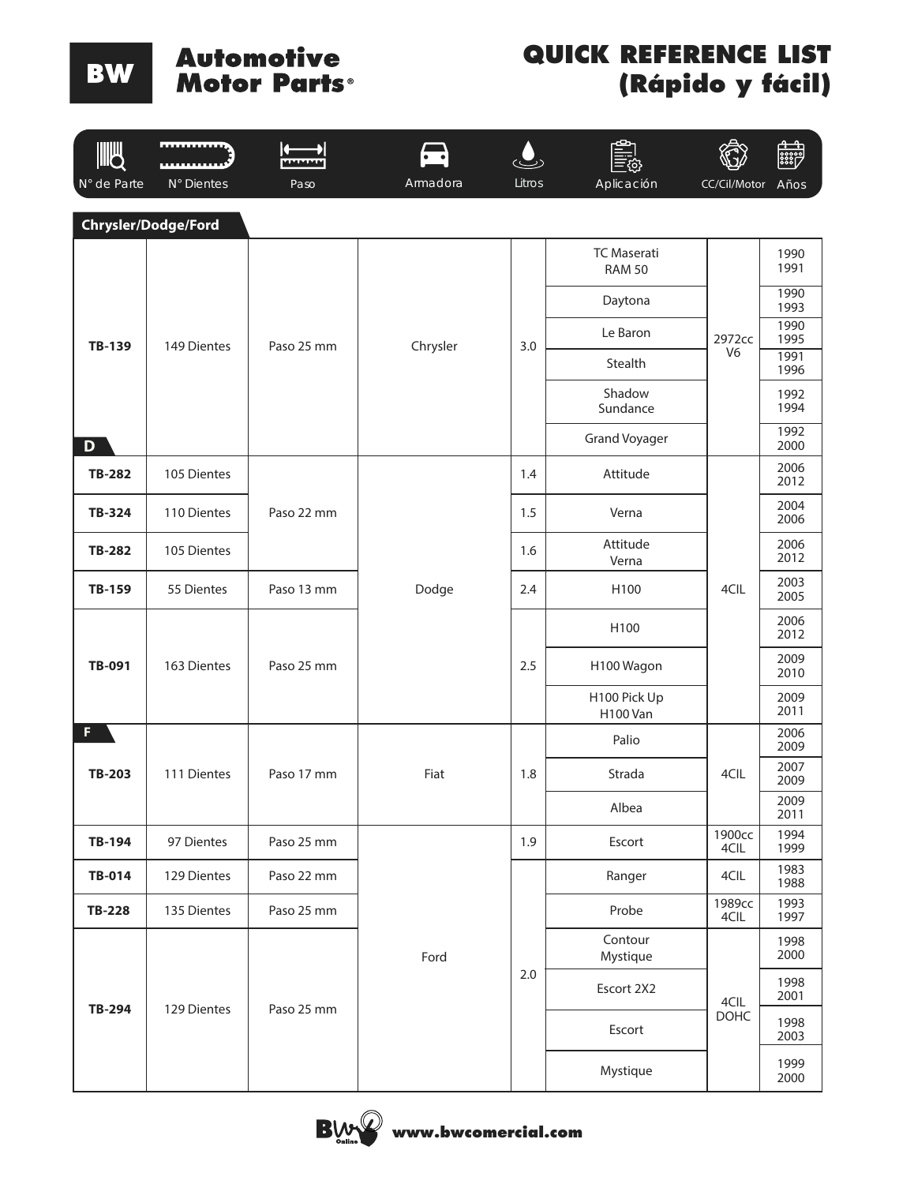# Automotive Motor Parts®

## QUICK REFERENCE LIST (Rápido y fácil)

### Chrysler/Dodge/Ford

| N° de Parte | N° Dientes | Paso | Armadora | Litros | Aplicación | CC/Cil/Motor | Años |
|---|---|---|---|---|---|---|---|
| TB-139 | 149 Dientes | Paso 25 mm | Chrysler | 3.0 | TC Maserati RAM 50 | 2972cc V6 | 1990 1991 |
| | | | | | Daytona | | 1990 1993 |
| | | | | | Le Baron | | 1990 1995 |
| | | | | | Stealth | | 1991 1996 |
| | | | | | Shadow Sundance | | 1992 1994 |
| | | | | | Grand Voyager | | 1992 2000 |
| **D** | | | | | | | |
| TB-282 | 105 Dientes | Paso 22 mm | Dodge | 1.4 | Attitude | 4CIL | 2006 2012 |
| TB-324 | 110 Dientes | | | 1.5 | Verna | | 2004 2006 |
| TB-282 | 105 Dientes | | | 1.6 | Attitude Verna | | 2006 2012 |
| TB-159 | 55 Dientes | Paso 13 mm | | 2.4 | H100 | | 2003 2005 |
| TB-091 | 163 Dientes | Paso 25 mm | | 2.5 | H100 | | 2006 2012 |
| | | | | | H100 Wagon | | 2009 2010 |
| | | | | | H100 Pick Up H100 Van | | 2009 2011 |
| **F** | | | | | | | |
| TB-203 | 111 Dientes | Paso 17 mm | Fiat | 1.8 | Palio | 4CIL | 2006 2009 |
| | | | | | Strada | | 2007 2009 |
| | | | | | Albea | | 2009 2011 |
| TB-194 | 97 Dientes | Paso 25 mm | Ford | 1.9 | Escort | 1900cc 4CIL | 1994 1999 |
| TB-014 | 129 Dientes | Paso 22 mm | | 2.0 | Ranger | 4CIL | 1983 1988 |
| TB-228 | 135 Dientes | Paso 25 mm | | | Probe | 1989cc 4CIL | 1993 1997 |
| TB-294 | 129 Dientes | Paso 25 mm | | | Contour Mystique | 4CIL DOHC | 1998 2000 |
| | | | | | Escort 2X2 | | 1998 2001 |
| | | | | | Escort | | 1998 2003 |
| | | | | | Mystique | | 1999 2000 |

www.bwcomercial.com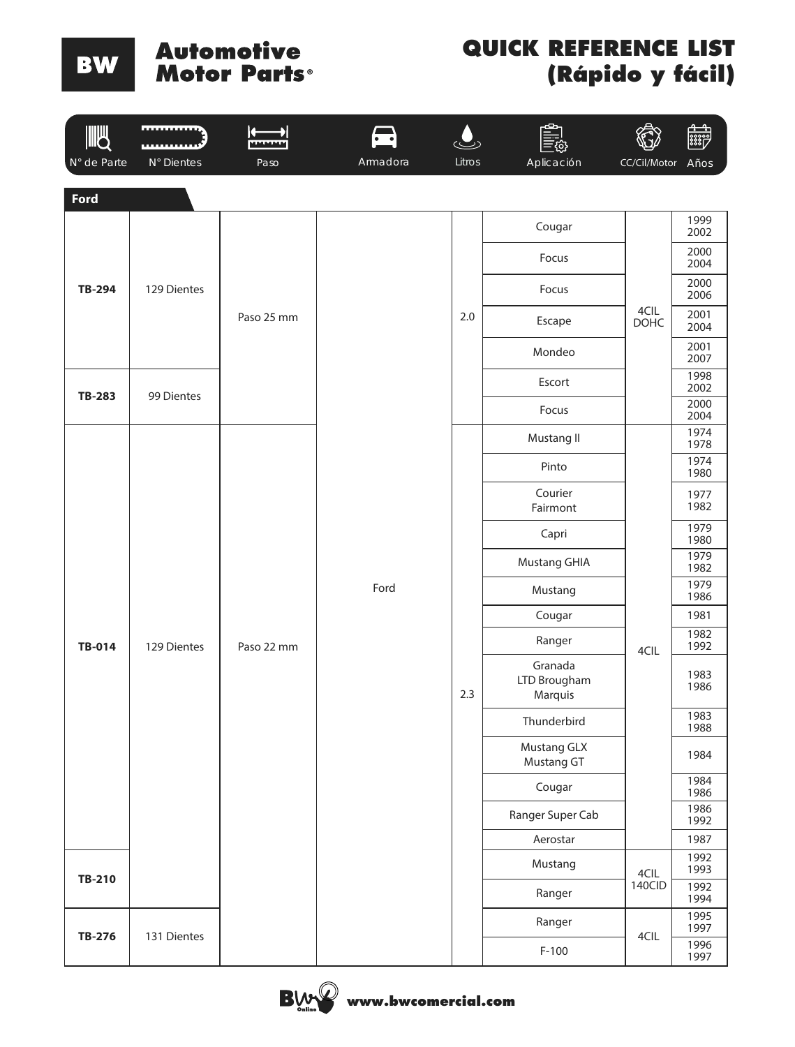# Automotive Motor Parts®

# QUICK REFERENCE LIST (Rápido y fácil)

## Ford

| N° de Parte | N° Dientes | Paso | Armadora | Litros | Aplicación | CC/Cil/Motor | Años |
|---|---|---|---|---|---|---|---|
| TB-294 | 129 Dientes | Paso 25 mm | Ford | 2.0 | Cougar | 4CIL DOHC | 1999 2002 |
| TB-294 | 129 Dientes | Paso 25 mm | Ford | 2.0 | Focus | 4CIL DOHC | 2000 2004 |
| TB-294 | 129 Dientes | Paso 25 mm | Ford | 2.0 | Focus | 4CIL DOHC | 2000 2006 |
| TB-294 | 129 Dientes | Paso 25 mm | Ford | 2.0 | Escape | 4CIL DOHC | 2001 2004 |
| TB-294 | 129 Dientes | Paso 25 mm | Ford | 2.0 | Mondeo | 4CIL DOHC | 2001 2007 |
| TB-283 | 99 Dientes | Paso 25 mm | Ford | 2.0 | Escort | 4CIL DOHC | 1998 2002 |
| TB-283 | 99 Dientes | Paso 25 mm | Ford | 2.0 | Focus | 4CIL DOHC | 2000 2004 |
| TB-014 | 129 Dientes | Paso 22 mm | Ford | 2.3 | Mustang II | 4CIL | 1974 1978 |
| TB-014 | 129 Dientes | Paso 22 mm | Ford | 2.3 | Pinto | 4CIL | 1974 1980 |
| TB-014 | 129 Dientes | Paso 22 mm | Ford | 2.3 | Courier Fairmont | 4CIL | 1977 1982 |
| TB-014 | 129 Dientes | Paso 22 mm | Ford | 2.3 | Capri | 4CIL | 1979 1980 |
| TB-014 | 129 Dientes | Paso 22 mm | Ford | 2.3 | Mustang GHIA | 4CIL | 1979 1982 |
| TB-014 | 129 Dientes | Paso 22 mm | Ford | 2.3 | Mustang | 4CIL | 1979 1986 |
| TB-014 | 129 Dientes | Paso 22 mm | Ford | 2.3 | Cougar | 4CIL | 1981 |
| TB-014 | 129 Dientes | Paso 22 mm | Ford | 2.3 | Ranger | 4CIL | 1982 1992 |
| TB-014 | 129 Dientes | Paso 22 mm | Ford | 2.3 | Granada LTD Brougham Marquis | 4CIL | 1983 1986 |
| TB-014 | 129 Dientes | Paso 22 mm | Ford | 2.3 | Thunderbird | 4CIL | 1983 1988 |
| TB-014 | 129 Dientes | Paso 22 mm | Ford | 2.3 | Mustang GLX Mustang GT | 4CIL | 1984 |
| TB-014 | 129 Dientes | Paso 22 mm | Ford | 2.3 | Cougar | 4CIL | 1984 1986 |
| TB-014 | 129 Dientes | Paso 22 mm | Ford | 2.3 | Ranger Super Cab | 4CIL | 1986 1992 |
| TB-014 | 129 Dientes | Paso 22 mm | Ford | 2.3 | Aerostar | 4CIL | 1987 |
| TB-210 | 129 Dientes | Paso 22 mm | Ford | 2.3 | Mustang | 4CIL 140CID | 1992 1993 |
| TB-210 | 129 Dientes | Paso 22 mm | Ford | 2.3 | Ranger | 4CIL 140CID | 1992 1994 |
| TB-276 | 131 Dientes | Paso 22 mm | Ford | 2.3 | Ranger | 4CIL | 1995 1997 |
| TB-276 | 131 Dientes | Paso 22 mm | Ford | 2.3 | F-100 | 4CIL | 1996 1997 |

www.bwcomercial.com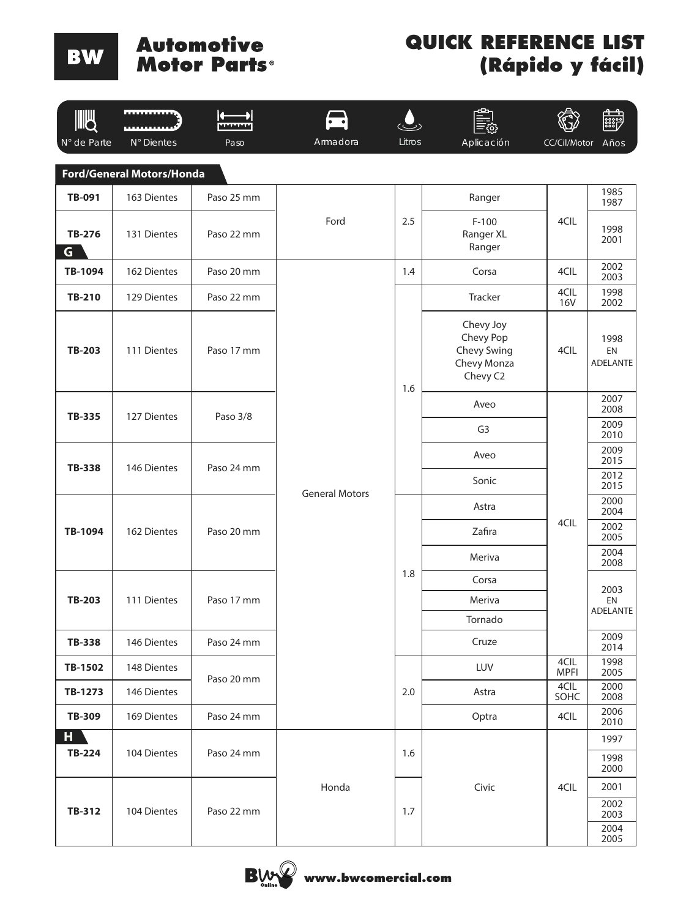# BW Automotive Motor Parts®

# QUICK REFERENCE LIST (Rápido y fácil)

## Ford/General Motors/Honda

| N° de Parte | N° Dientes | Paso | Armadora | Litros | Aplicación | CC/Cil/Motor | Años |
|---|---|---|---|---|---|---|---|
| TB-091 | 163 Dientes | Paso 25 mm | Ford | 2.5 | Ranger | 4CIL | 1985 1987 |
| TB-276 | 131 Dientes | Paso 22 mm | Ford | 2.5 | F-100 Ranger XL Ranger | 4CIL | 1998 2001 |
| **G** | | | | | | | |
| TB-1094 | 162 Dientes | Paso 20 mm | General Motors | 1.4 | Corsa | 4CIL | 2002 2003 |
| TB-210 | 129 Dientes | Paso 22 mm | General Motors | 1.6 | Tracker | 4CIL 16V | 1998 2002 |
| TB-203 | 111 Dientes | Paso 17 mm | General Motors | 1.6 | Chevy Joy Chevy Pop Chevy Swing Chevy Monza Chevy C2 | 4CIL | 1998 EN ADELANTE |
| TB-335 | 127 Dientes | Paso 3/8 | General Motors | 1.6 | Aveo | 4CIL | 2007 2008 |
| | | | | | G3 | 4CIL | 2009 2010 |
| TB-338 | 146 Dientes | Paso 24 mm | General Motors | 1.6 | Aveo | 4CIL | 2009 2015 |
| | | | | | Sonic | 4CIL | 2012 2015 |
| TB-1094 | 162 Dientes | Paso 20 mm | General Motors | 1.8 | Astra | 4CIL | 2000 2004 |
| | | | | | Zafira | 4CIL | 2002 2005 |
| | | | | | Meriva | 4CIL | 2004 2008 |
| TB-203 | 111 Dientes | Paso 17 mm | General Motors | 1.8 | Corsa | 4CIL | 2003 EN ADELANTE |
| | | | | | Meriva | 4CIL | 2003 EN ADELANTE |
| | | | | | Tornado | 4CIL | 2003 EN ADELANTE |
| TB-338 | 146 Dientes | Paso 24 mm | General Motors | 1.8 | Cruze | 4CIL | 2009 2014 |
| TB-1502 | 148 Dientes | Paso 20 mm | General Motors | 2.0 | LUV | 4CIL MPFI | 1998 2005 |
| TB-1273 | 146 Dientes | Paso 20 mm | General Motors | 2.0 | Astra | 4CIL SOHC | 2000 2008 |
| TB-309 | 169 Dientes | Paso 24 mm | General Motors | 2.0 | Optra | 4CIL | 2006 2010 |
| **H** | | | | | | | |
| TB-224 | 104 Dientes | Paso 24 mm | Honda | 1.6 | Civic | 4CIL | 1997 |
| | | | | | | | 1998 2000 |
| TB-312 | 104 Dientes | Paso 22 mm | Honda | 1.7 | Civic | 4CIL | 2001 |
| | | | | | | | 2002 2003 |
| | | | | | | | 2004 2005 |

www.bwcomercial.com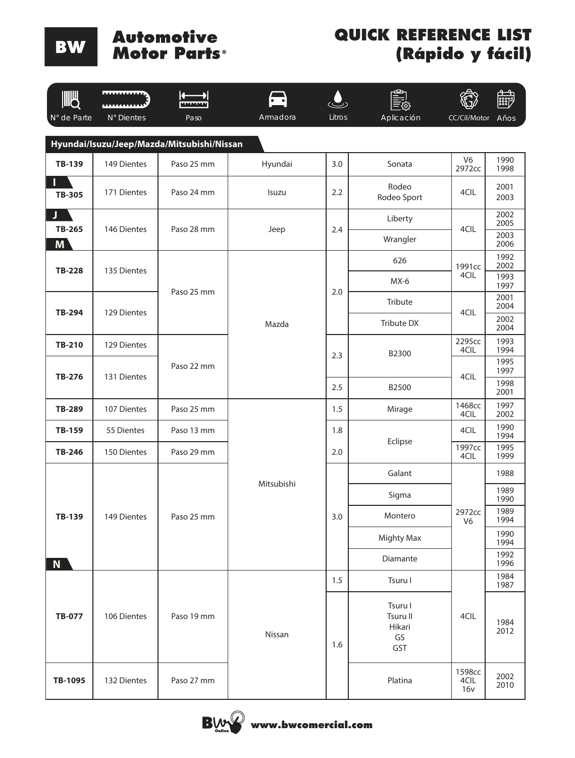# BW Automotive Motor Parts®

# QUICK REFERENCE LIST (Rápido y fácil)

## Hyundai/Isuzu/Jeep/Mazda/Mitsubishi/Nissan

| N° de Parte | N° Dientes | Paso | Armadora | Litros | Aplicación | CC/Cil/Motor | Años |
|---|---|---|---|---|---|---|---|
| TB-139 | 149 Dientes | Paso 25 mm | Hyundai | 3.0 | Sonata | V6 2972cc | 1990 1998 |
| **I** | | | | | | | |
| TB-305 | 171 Dientes | Paso 24 mm | Isuzu | 2.2 | Rodeo Rodeo Sport | 4CIL | 2001 2003 |
| **J** | | | | | | | |
| TB-265 | 146 Dientes | Paso 28 mm | Jeep | 2.4 | Liberty | 4CIL | 2002 2005 |
| | | | | | Wrangler | | 2003 2006 |
| **M** | | | | | | | |
| TB-228 | 135 Dientes | Paso 25 mm | Mazda | 2.0 | 626 | 1991cc 4CIL | 1992 2002 |
| | | | | | MX-6 | | 1993 1997 |
| TB-294 | 129 Dientes | | | | Tribute | 4CIL | 2001 2004 |
| | | | | | Tribute DX | | 2002 2004 |
| TB-210 | 129 Dientes | Paso 22 mm | | 2.3 | B2300 | 2295cc 4CIL | 1993 1994 |
| TB-276 | 131 Dientes | | | | | 4CIL | 1995 1997 |
| | | | | 2.5 | B2500 | | 1998 2001 |
| TB-289 | 107 Dientes | Paso 25 mm | Mitsubishi | 1.5 | Mirage | 1468cc 4CIL | 1997 2002 |
| TB-159 | 55 Dientes | Paso 13 mm | | 1.8 | Eclipse | 4CIL | 1990 1994 |
| TB-246 | 150 Dientes | Paso 29 mm | | 2.0 | | 1997cc 4CIL | 1995 1999 |
| TB-139 | 149 Dientes | Paso 25 mm | | 3.0 | Galant | 2972cc V6 | 1988 |
| | | | | | Sigma | | 1989 1990 |
| | | | | | Montero | | 1989 1994 |
| | | | | | Mighty Max | | 1990 1994 |
| | | | | | Diamante | | 1992 1996 |
| **N** | | | | | | | |
| TB-077 | 106 Dientes | Paso 19 mm | Nissan | 1.5 | Tsuru I | 4CIL | 1984 1987 |
| | | | | 1.6 | Tsuru I Tsuru II Hikari GS GST | | 1984 2012 |
| TB-1095 | 132 Dientes | Paso 27 mm | | | Platina | 1598cc 4CIL 16v | 2002 2010 |

www.bwcomercial.com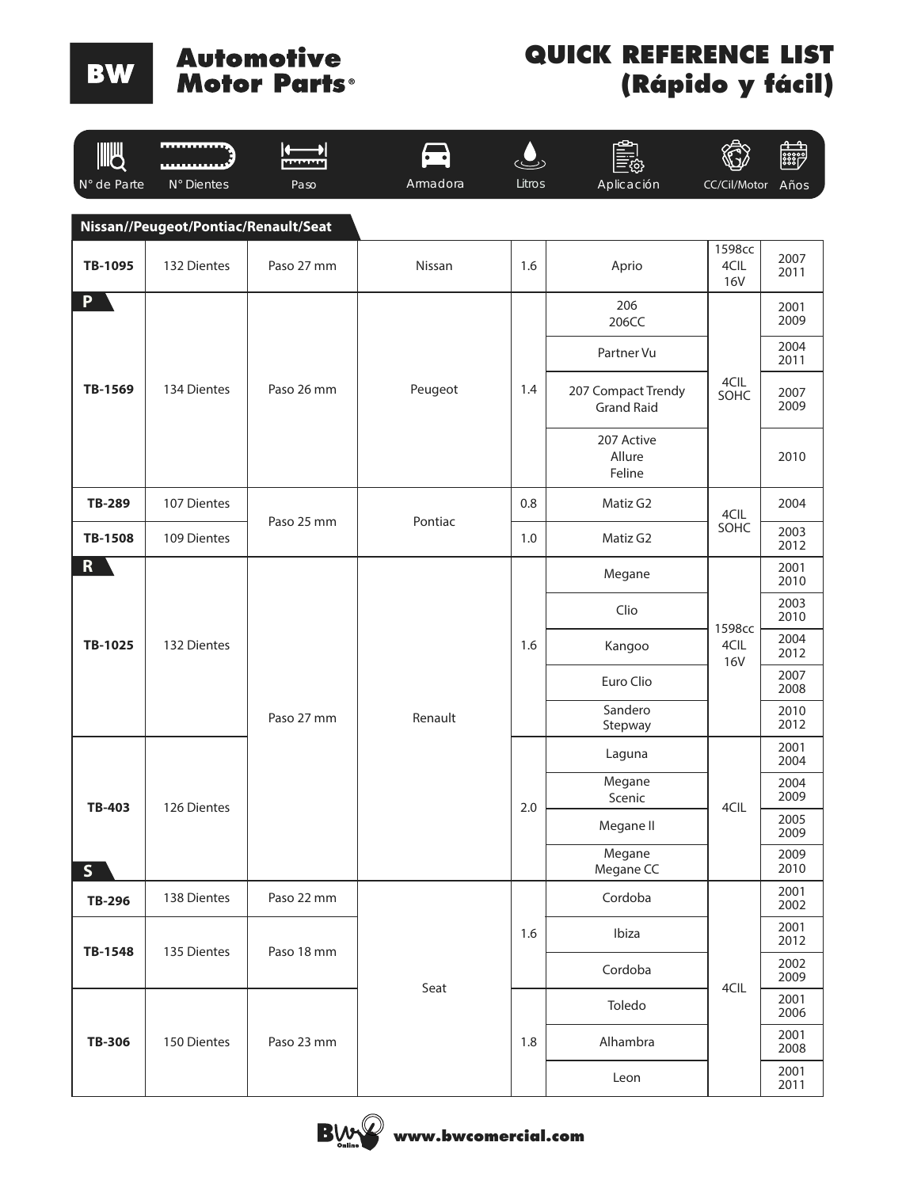# BW Automotive Motor Parts®

# QUICK REFERENCE LIST (Rápido y fácil)

## Nissan//Peugeot/Pontiac/Renault/Seat

| N° de Parte | N° Dientes | Paso | Armadora | Litros | Aplicación | CC/Cil/Motor | Años |
|---|---|---|---|---|---|---|---|
| TB-1095 | 132 Dientes | Paso 27 mm | Nissan | 1.6 | Aprio | 1598cc 4CIL 16V | 2007 2011 |
| **P** | | | | | | | |
| TB-1569 | 134 Dientes | Paso 26 mm | Peugeot | 1.4 | 206 206CC | 4CIL SOHC | 2001 2009 |
| | | | | | Partner Vu | | 2004 2011 |
| | | | | | 207 Compact Trendy Grand Raid | | 2007 2009 |
| | | | | | 207 Active Allure Feline | | 2010 |
| TB-289 | 107 Dientes | Paso 25 mm | Pontiac | 0.8 | Matiz G2 | 4CIL SOHC | 2004 |
| TB-1508 | 109 Dientes | | | 1.0 | Matiz G2 | | 2003 2012 |
| **R** | | | | | | | |
| TB-1025 | 132 Dientes | Paso 27 mm | Renault | 1.6 | Megane | 1598cc 4CIL 16V | 2001 2010 |
| | | | | | Clio | | 2003 2010 |
| | | | | | Kangoo | | 2004 2012 |
| | | | | | Euro Clio | | 2007 2008 |
| | | | | | Sandero Stepway | | 2010 2012 |
| TB-403 | 126 Dientes | | | 2.0 | Laguna | 4CIL | 2001 2004 |
| | | | | | Megane Scenic | | 2004 2009 |
| | | | | | Megane II | | 2005 2009 |
| | | | | | Megane Megane CC | | 2009 2010 |
| **S** | | | | | | | |
| TB-296 | 138 Dientes | Paso 22 mm | Seat | 1.6 | Cordoba | 4CIL | 2001 2002 |
| TB-1548 | 135 Dientes | Paso 18 mm | | | Ibiza | | 2001 2012 |
| | | | | | Cordoba | | 2002 2009 |
| TB-306 | 150 Dientes | Paso 23 mm | | 1.8 | Toledo | | 2001 2006 |
| | | | | | Alhambra | | 2001 2008 |
| | | | | | Leon | | 2001 2011 |

www.bwcomercial.com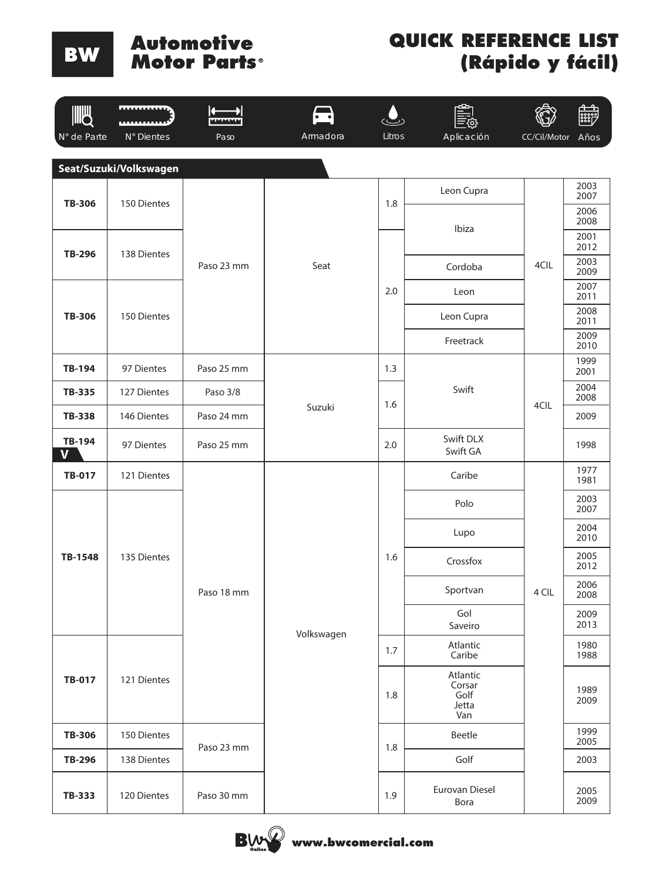# BW Automotive Motor Parts®

## QUICK REFERENCE LIST (Rápido y fácil)

### Seat/Suzuki/Volkswagen

| N° de Parte | N° Dientes | Paso | Armadora | Litros | Aplicación | CC/Cil/Motor | Años |
|---|---|---|---|---|---|---|---|
| TB-306 | 150 Dientes | Paso 23 mm | Seat | 1.8 | Leon Cupra | 4CIL | 2003 2007 |
| TB-306 | 150 Dientes | Paso 23 mm | Seat | 1.8 | Ibiza | 4CIL | 2006 2008 |
| TB-296 | 138 Dientes | Paso 23 mm | Seat | 2.0 | Ibiza | 4CIL | 2001 2012 |
| TB-296 | 138 Dientes | Paso 23 mm | Seat | 2.0 | Cordoba | 4CIL | 2003 2009 |
| TB-306 | 150 Dientes | Paso 23 mm | Seat | 2.0 | Leon | 4CIL | 2007 2011 |
| TB-306 | 150 Dientes | Paso 23 mm | Seat | 2.0 | Leon Cupra | 4CIL | 2008 2011 |
| TB-306 | 150 Dientes | Paso 23 mm | Seat | 2.0 | Freetrack | 4CIL | 2009 2010 |
| TB-194 | 97 Dientes | Paso 25 mm | Suzuki | 1.3 | Swift | 4CIL | 1999 2001 |
| TB-335 | 127 Dientes | Paso 3/8 | Suzuki | 1.6 | Swift | 4CIL | 2004 2008 |
| TB-338 | 146 Dientes | Paso 24 mm | Suzuki | 1.6 | Swift | 4CIL | 2009 |
| TB-194 V | 97 Dientes | Paso 25 mm | Suzuki | 2.0 | Swift DLX Swift GA | 4CIL | 1998 |
| TB-017 | 121 Dientes | Paso 18 mm | Volkswagen | 1.6 | Caribe | 4 CIL | 1977 1981 |
| TB-1548 | 135 Dientes | Paso 18 mm | Volkswagen | 1.6 | Polo | 4 CIL | 2003 2007 |
| TB-1548 | 135 Dientes | Paso 18 mm | Volkswagen | 1.6 | Lupo | 4 CIL | 2004 2010 |
| TB-1548 | 135 Dientes | Paso 18 mm | Volkswagen | 1.6 | Crossfox | 4 CIL | 2005 2012 |
| TB-1548 | 135 Dientes | Paso 18 mm | Volkswagen | 1.6 | Sportvan | 4 CIL | 2006 2008 |
| TB-1548 | 135 Dientes | Paso 18 mm | Volkswagen | 1.6 | Gol Saveiro | 4 CIL | 2009 2013 |
| TB-017 | 121 Dientes | Paso 18 mm | Volkswagen | 1.7 | Atlantic Caribe | 4 CIL | 1980 1988 |
| TB-017 | 121 Dientes | Paso 18 mm | Volkswagen | 1.8 | Atlantic Corsar Golf Jetta Van | 4 CIL | 1989 2009 |
| TB-306 | 150 Dientes | Paso 23 mm | Volkswagen | 1.8 | Beetle | 4 CIL | 1999 2005 |
| TB-296 | 138 Dientes | Paso 23 mm | Volkswagen | 1.8 | Golf | 4 CIL | 2003 |
| TB-333 | 120 Dientes | Paso 30 mm | Volkswagen | 1.9 | Eurovan Diesel Bora | 4 CIL | 2005 2009 |

www.bwcomercial.com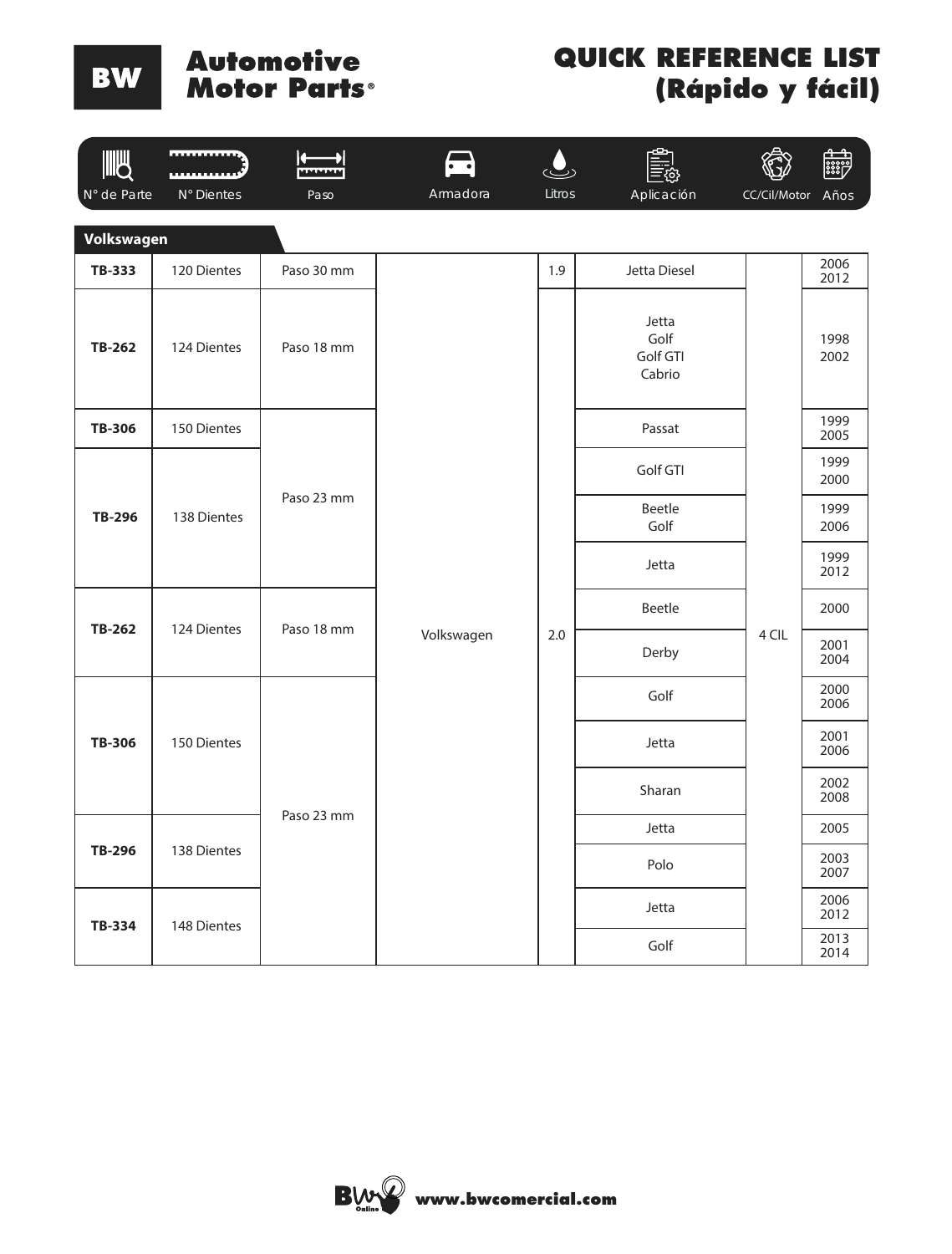# BW Automotive Motor Parts®

# QUICK REFERENCE LIST (Rápido y fácil)

## Volkswagen

| N° de Parte | N° Dientes | Paso | Armadora | Litros | Aplicación | CC/Cil/Motor | Años |
|---|---|---|---|---|---|---|---|
| TB-333 | 120 Dientes | Paso 30 mm | Volkswagen | 1.9 | Jetta Diesel | 4 CIL | 2006 2012 |
| TB-262 | 124 Dientes | Paso 18 mm | Volkswagen | 2.0 | Jetta Golf Golf GTI Cabrio | 4 CIL | 1998 2002 |
| TB-306 | 150 Dientes | Paso 23 mm | Volkswagen | 2.0 | Passat | 4 CIL | 1999 2005 |
| TB-296 | 138 Dientes | Paso 23 mm | Volkswagen | 2.0 | Golf GTI | 4 CIL | 1999 2000 |
| TB-296 | 138 Dientes | Paso 23 mm | Volkswagen | 2.0 | Beetle Golf | 4 CIL | 1999 2006 |
| TB-296 | 138 Dientes | Paso 23 mm | Volkswagen | 2.0 | Jetta | 4 CIL | 1999 2012 |
| TB-262 | 124 Dientes | Paso 18 mm | Volkswagen | 2.0 | Beetle | 4 CIL | 2000 |
| TB-262 | 124 Dientes | Paso 18 mm | Volkswagen | 2.0 | Derby | 4 CIL | 2001 2004 |
| TB-306 | 150 Dientes | Paso 23 mm | Volkswagen | 2.0 | Golf | 4 CIL | 2000 2006 |
| TB-306 | 150 Dientes | Paso 23 mm | Volkswagen | 2.0 | Jetta | 4 CIL | 2001 2006 |
| TB-306 | 150 Dientes | Paso 23 mm | Volkswagen | 2.0 | Sharan | 4 CIL | 2002 2008 |
| TB-296 | 138 Dientes | Paso 23 mm | Volkswagen | 2.0 | Jetta | 4 CIL | 2005 |
| TB-296 | 138 Dientes | Paso 23 mm | Volkswagen | 2.0 | Polo | 4 CIL | 2003 2007 |
| TB-334 | 148 Dientes | Paso 23 mm | Volkswagen | 2.0 | Jetta | 4 CIL | 2006 2012 |
| TB-334 | 148 Dientes | Paso 23 mm | Volkswagen | 2.0 | Golf | 4 CIL | 2013 2014 |

www.bwcomercial.com